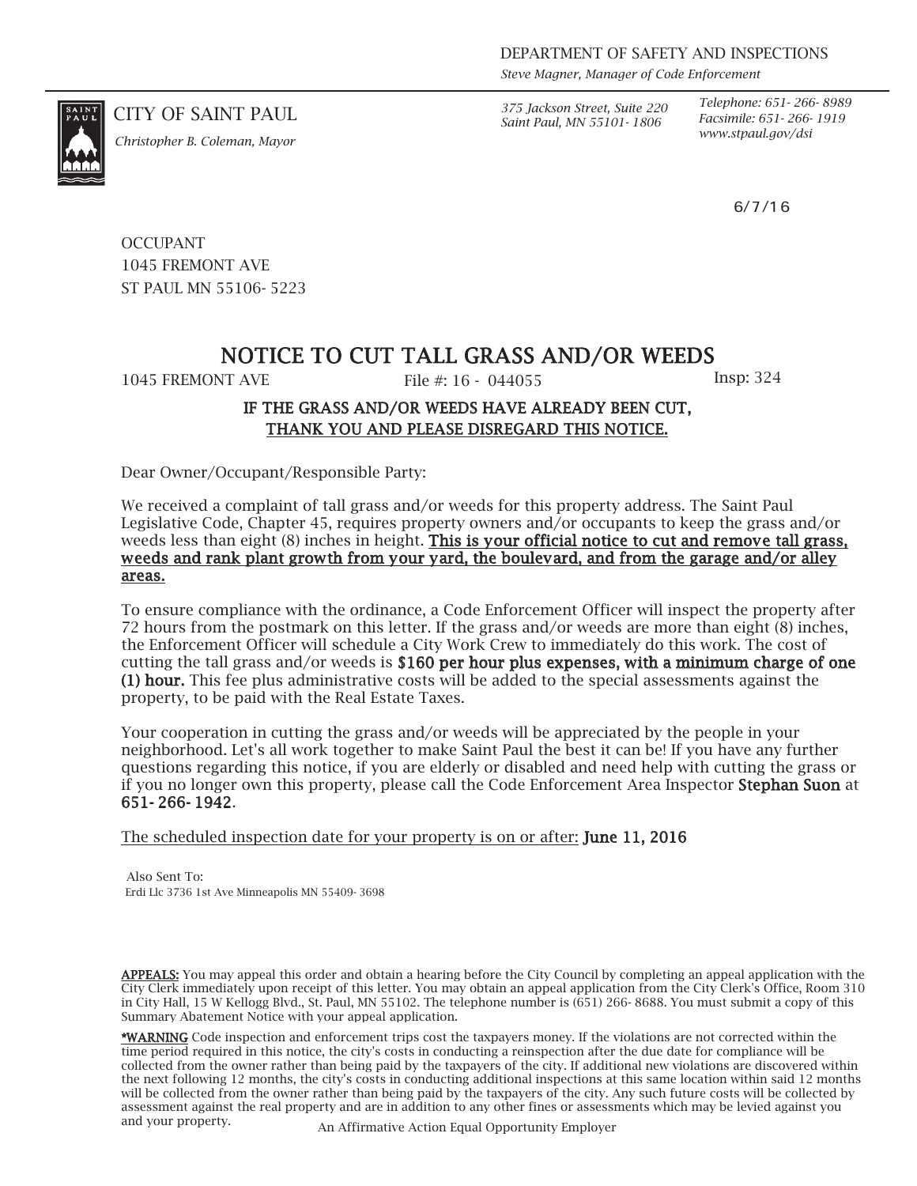DEPARTMENT OF SAFETY AND INSPECTIONS

*Steve Magner, Manager of Code Enforcement*

CITY OF SAINT PAUL

*Christopher B. Coleman, Mayor*

*375 Jackson Street, Suite 220*
*Saint Paul, MN 55101-1806*

*Telephone: 651-266-8989*
*Facsimile: 651-266-1919*
*www.stpaul.gov/dsi*

6/7/16

OCCUPANT
1045 FREMONT AVE
ST PAUL MN 55106-5223

# NOTICE TO CUT TALL GRASS AND/OR WEEDS

1045 FREMONT AVE File #: 16 - 044055 Insp: 324

**IF THE GRASS AND/OR WEEDS HAVE ALREADY BEEN CUT,**
**THANK YOU AND PLEASE DISREGARD THIS NOTICE.**

Dear Owner/Occupant/Responsible Party:

We received a complaint of tall grass and/or weeds for this property address. The Saint Paul Legislative Code, Chapter 45, requires property owners and/or occupants to keep the grass and/or weeds less than eight (8) inches in height. **This is your official notice to cut and remove tall grass, weeds and rank plant growth from your yard, the boulevard, and from the garage and/or alley areas.**

To ensure compliance with the ordinance, a Code Enforcement Officer will inspect the property after 72 hours from the postmark on this letter. If the grass and/or weeds are more than eight (8) inches, the Enforcement Officer will schedule a City Work Crew to immediately do this work. The cost of cutting the tall grass and/or weeds is **$160 per hour plus expenses, with a minimum charge of one (1) hour.** This fee plus administrative costs will be added to the special assessments against the property, to be paid with the Real Estate Taxes.

Your cooperation in cutting the grass and/or weeds will be appreciated by the people in your neighborhood. Let's all work together to make Saint Paul the best it can be! If you have any further questions regarding this notice, if you are elderly or disabled and need help with cutting the grass or if you no longer own this property, please call the Code Enforcement Area Inspector **Stephan Suon** at **651-266-1942**.

The scheduled inspection date for your property is on or after: **June 11, 2016**

Also Sent To:
Erdi Llc 3736 1st Ave Minneapolis MN 55409-3698

**APPEALS:** You may appeal this order and obtain a hearing before the City Council by completing an appeal application with the City Clerk immediately upon receipt of this letter. You may obtain an appeal application from the City Clerk's Office, Room 310 in City Hall, 15 W Kellogg Blvd., St. Paul, MN 55102. The telephone number is (651) 266-8688. You must submit a copy of this Summary Abatement Notice with your appeal application.

**\*WARNING** Code inspection and enforcement trips cost the taxpayers money. If the violations are not corrected within the time period required in this notice, the city's costs in conducting a reinspection after the due date for compliance will be collected from the owner rather than being paid by the taxpayers of the city. If additional new violations are discovered within the next following 12 months, the city's costs in conducting additional inspections at this same location within said 12 months will be collected from the owner rather than being paid by the taxpayers of the city. Any such future costs will be collected by assessment against the real property and are in addition to any other fines or assessments which may be levied against you and your property.

An Affirmative Action Equal Opportunity Employer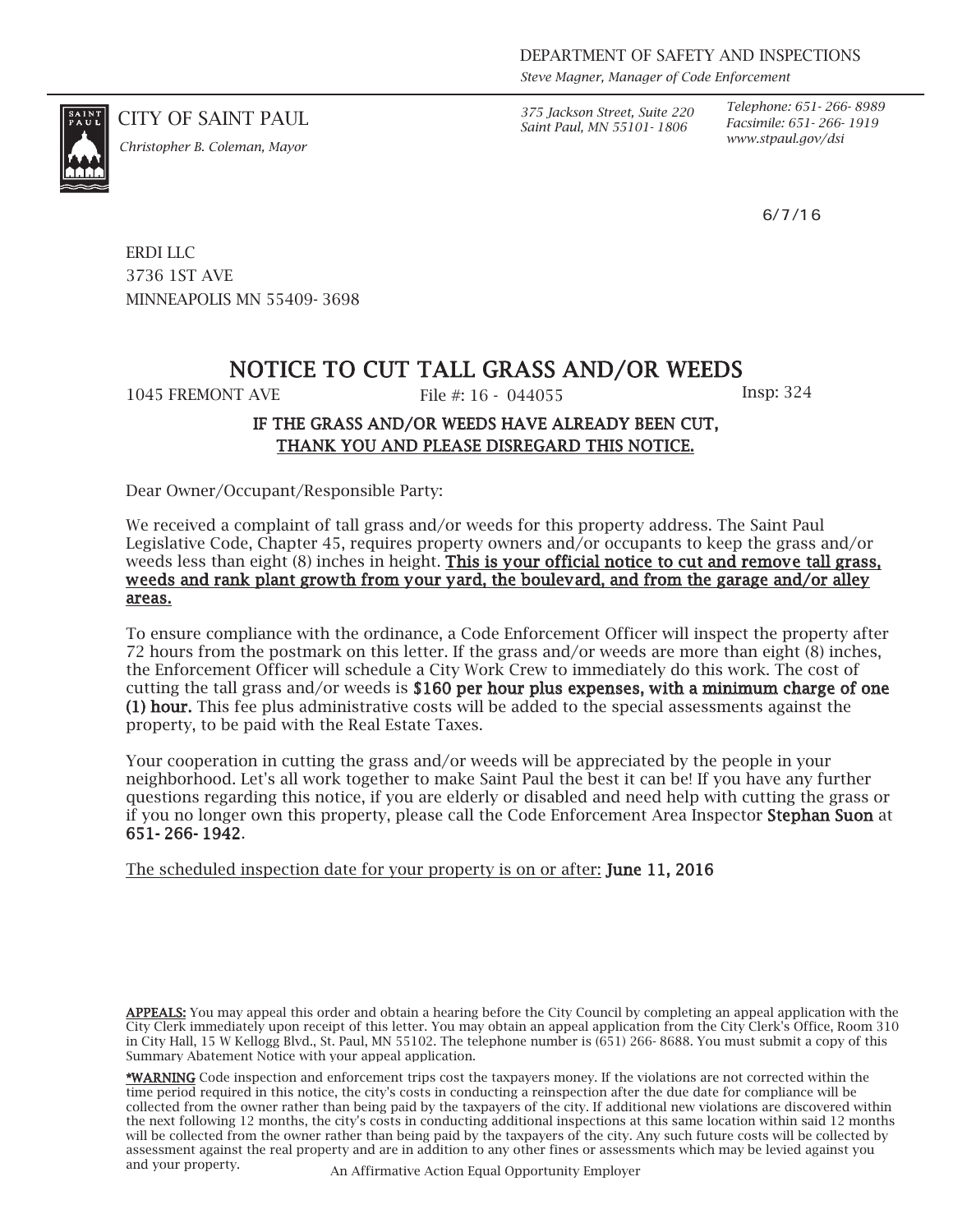DEPARTMENT OF SAFETY AND INSPECTIONS

*Steve Magner, Manager of Code Enforcement*

CITY OF SAINT PAUL

*Christopher B. Coleman, Mayor*

*375 Jackson Street, Suite 220*
*Saint Paul, MN 55101- 1806*

*Telephone: 651- 266- 8989*
*Facsimile: 651- 266- 1919*
*www.stpaul.gov/dsi*

6/7/16

ERDI LLC
3736 1ST AVE
MINNEAPOLIS MN 55409- 3698

# NOTICE TO CUT TALL GRASS AND/OR WEEDS

1045 FREMONT AVE File #: 16 - 044055 Insp: 324

**IF THE GRASS AND/OR WEEDS HAVE ALREADY BEEN CUT,**
**THANK YOU AND PLEASE DISREGARD THIS NOTICE.**

Dear Owner/Occupant/Responsible Party:

We received a complaint of tall grass and/or weeds for this property address. The Saint Paul Legislative Code, Chapter 45, requires property owners and/or occupants to keep the grass and/or weeds less than eight (8) inches in height. **This is your official notice to cut and remove tall grass, weeds and rank plant growth from your yard, the boulevard, and from the garage and/or alley areas.**

To ensure compliance with the ordinance, a Code Enforcement Officer will inspect the property after 72 hours from the postmark on this letter. If the grass and/or weeds are more than eight (8) inches, the Enforcement Officer will schedule a City Work Crew to immediately do this work. The cost of cutting the tall grass and/or weeds is **$160 per hour plus expenses, with a minimum charge of one (1) hour.** This fee plus administrative costs will be added to the special assessments against the property, to be paid with the Real Estate Taxes.

Your cooperation in cutting the grass and/or weeds will be appreciated by the people in your neighborhood. Let's all work together to make Saint Paul the best it can be! If you have any further questions regarding this notice, if you are elderly or disabled and need help with cutting the grass or if you no longer own this property, please call the Code Enforcement Area Inspector **Stephan Suon** at **651- 266- 1942**.

The scheduled inspection date for your property is on or after: **June 11, 2016**

**APPEALS:** You may appeal this order and obtain a hearing before the City Council by completing an appeal application with the City Clerk immediately upon receipt of this letter. You may obtain an appeal application from the City Clerk's Office, Room 310 in City Hall, 15 W Kellogg Blvd., St. Paul, MN 55102. The telephone number is (651) 266- 8688. You must submit a copy of this Summary Abatement Notice with your appeal application.

***WARNING** Code inspection and enforcement trips cost the taxpayers money. If the violations are not corrected within the time period required in this notice, the city's costs in conducting a reinspection after the due date for compliance will be collected from the owner rather than being paid by the taxpayers of the city. If additional new violations are discovered within the next following 12 months, the city's costs in conducting additional inspections at this same location within said 12 months will be collected from the owner rather than being paid by the taxpayers of the city. Any such future costs will be collected by assessment against the real property and are in addition to any other fines or assessments which may be levied against you and your property.

An Affirmative Action Equal Opportunity Employer